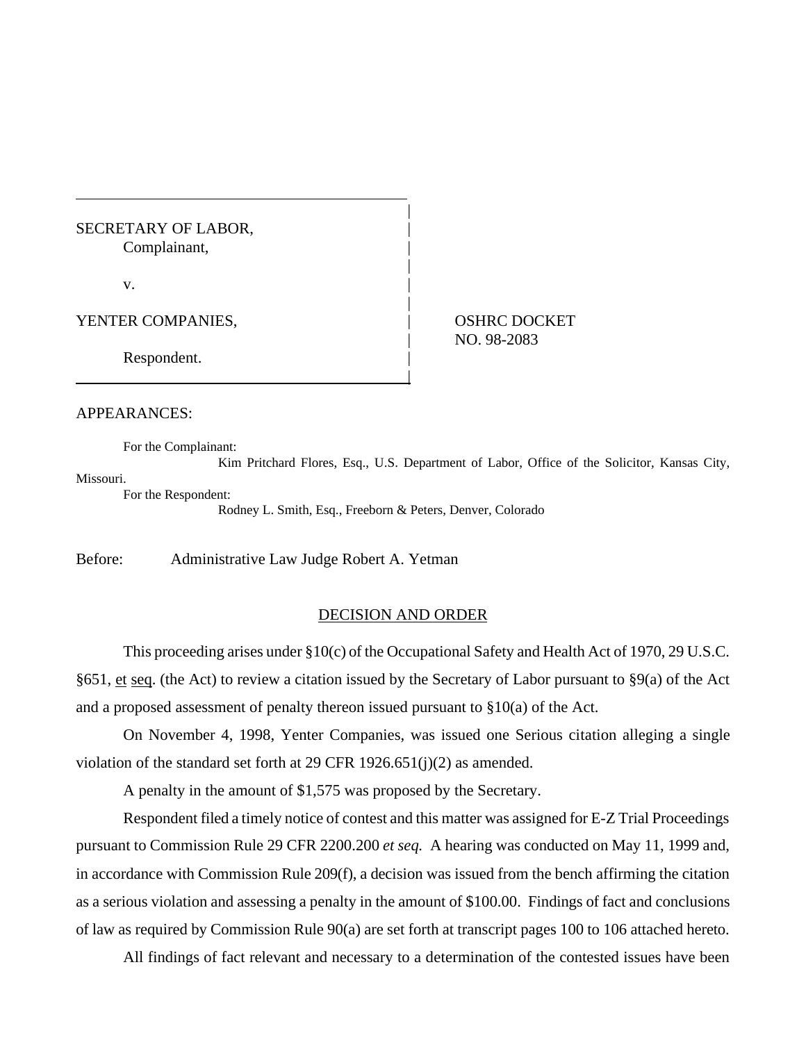SECRETARY OF LABOR,
Complainant,

v.

YENTER COMPANIES,

Respondent.

OSHRC DOCKET NO. 98-2083

APPEARANCES:

For the Complainant:
Kim Pritchard Flores, Esq., U.S. Department of Labor, Office of the Solicitor, Kansas City, Missouri.

For the Respondent:
Rodney L. Smith, Esq., Freeborn & Peters, Denver, Colorado

Before: Administrative Law Judge Robert A. Yetman

## DECISION AND ORDER

This proceeding arises under §10(c) of the Occupational Safety and Health Act of 1970, 29 U.S.C. §651, et seq. (the Act) to review a citation issued by the Secretary of Labor pursuant to §9(a) of the Act and a proposed assessment of penalty thereon issued pursuant to §10(a) of the Act.

On November 4, 1998, Yenter Companies, was issued one Serious citation alleging a single violation of the standard set forth at 29 CFR 1926.651(j)(2) as amended.

A penalty in the amount of $1,575 was proposed by the Secretary.

Respondent filed a timely notice of contest and this matter was assigned for E-Z Trial Proceedings pursuant to Commission Rule 29 CFR 2200.200 *et seq.* A hearing was conducted on May 11, 1999 and, in accordance with Commission Rule 209(f), a decision was issued from the bench affirming the citation as a serious violation and assessing a penalty in the amount of $100.00. Findings of fact and conclusions of law as required by Commission Rule 90(a) are set forth at transcript pages 100 to 106 attached hereto.

All findings of fact relevant and necessary to a determination of the contested issues have been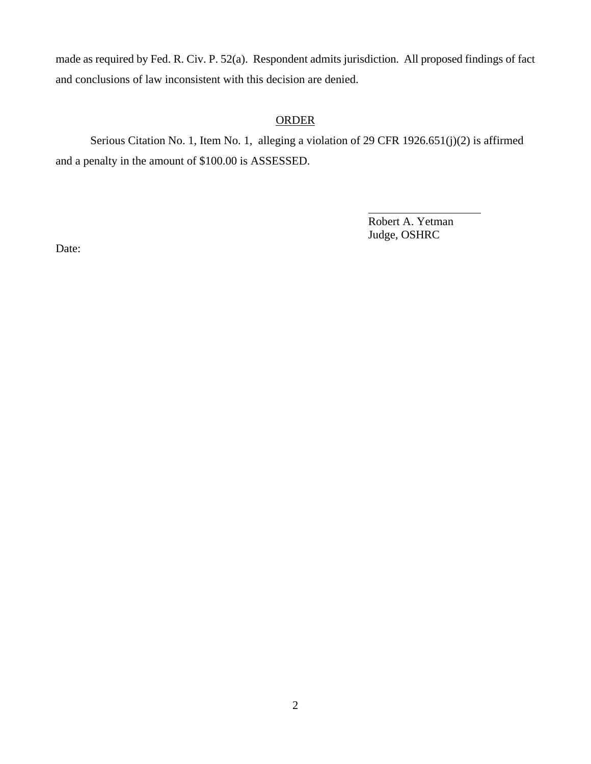made as required by Fed. R. Civ. P. 52(a). Respondent admits jurisdiction. All proposed findings of fact and conclusions of law inconsistent with this decision are denied.

## ORDER

Serious Citation No. 1, Item No. 1, alleging a violation of 29 CFR 1926.651(j)(2) is affirmed and a penalty in the amount of $100.00 is ASSESSED.

Robert A. Yetman
Judge, OSHRC

Date: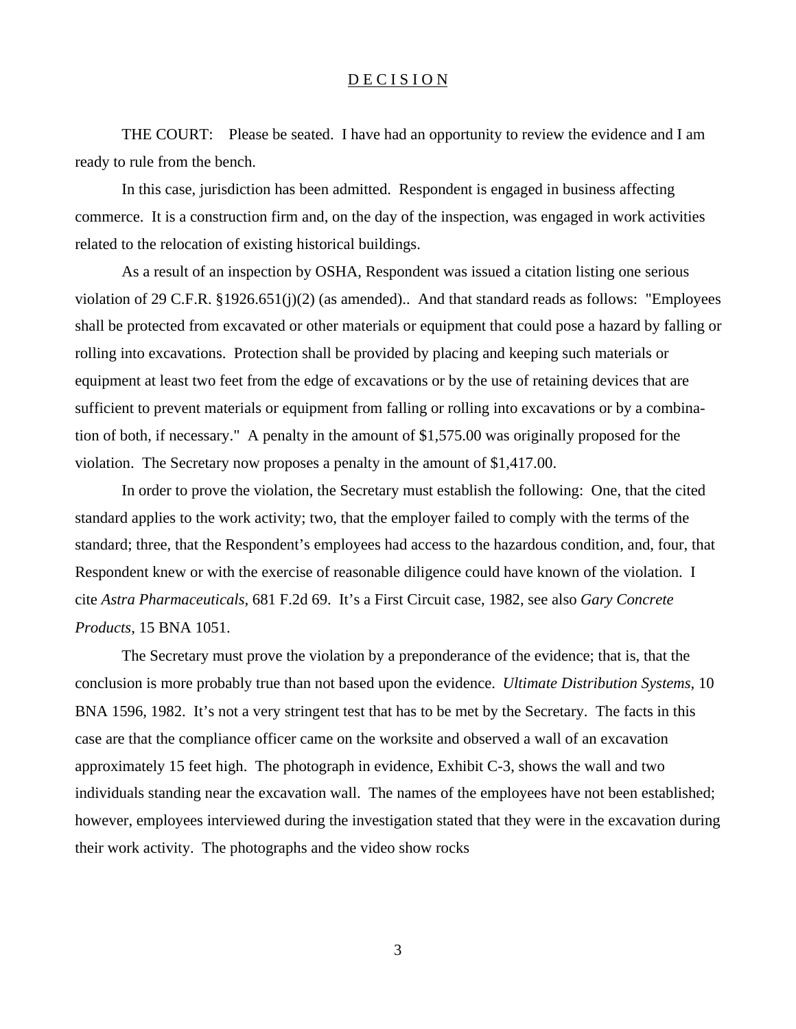# D E C I S I O N

THE COURT: Please be seated. I have had an opportunity to review the evidence and I am ready to rule from the bench.

In this case, jurisdiction has been admitted. Respondent is engaged in business affecting commerce. It is a construction firm and, on the day of the inspection, was engaged in work activities related to the relocation of existing historical buildings.

As a result of an inspection by OSHA, Respondent was issued a citation listing one serious violation of 29 C.F.R. §1926.651(j)(2) (as amended).. And that standard reads as follows: "Employees shall be protected from excavated or other materials or equipment that could pose a hazard by falling or rolling into excavations. Protection shall be provided by placing and keeping such materials or equipment at least two feet from the edge of excavations or by the use of retaining devices that are sufficient to prevent materials or equipment from falling or rolling into excavations or by a combination of both, if necessary." A penalty in the amount of $1,575.00 was originally proposed for the violation. The Secretary now proposes a penalty in the amount of $1,417.00.

In order to prove the violation, the Secretary must establish the following: One, that the cited standard applies to the work activity; two, that the employer failed to comply with the terms of the standard; three, that the Respondent's employees had access to the hazardous condition, and, four, that Respondent knew or with the exercise of reasonable diligence could have known of the violation. I cite *Astra Pharmaceuticals*, 681 F.2d 69. It's a First Circuit case, 1982, see also *Gary Concrete Products*, 15 BNA 1051.

The Secretary must prove the violation by a preponderance of the evidence; that is, that the conclusion is more probably true than not based upon the evidence. *Ultimate Distribution Systems*, 10 BNA 1596, 1982. It's not a very stringent test that has to be met by the Secretary. The facts in this case are that the compliance officer came on the worksite and observed a wall of an excavation approximately 15 feet high. The photograph in evidence, Exhibit C-3, shows the wall and two individuals standing near the excavation wall. The names of the employees have not been established; however, employees interviewed during the investigation stated that they were in the excavation during their work activity. The photographs and the video show rocks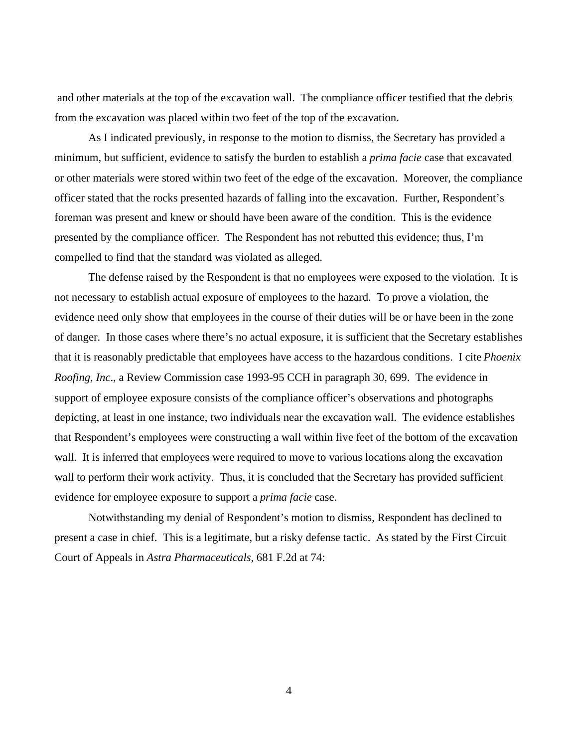and other materials at the top of the excavation wall. The compliance officer testified that the debris from the excavation was placed within two feet of the top of the excavation.

As I indicated previously, in response to the motion to dismiss, the Secretary has provided a minimum, but sufficient, evidence to satisfy the burden to establish a *prima facie* case that excavated or other materials were stored within two feet of the edge of the excavation. Moreover, the compliance officer stated that the rocks presented hazards of falling into the excavation. Further, Respondent's foreman was present and knew or should have been aware of the condition. This is the evidence presented by the compliance officer. The Respondent has not rebutted this evidence; thus, I'm compelled to find that the standard was violated as alleged.

The defense raised by the Respondent is that no employees were exposed to the violation. It is not necessary to establish actual exposure of employees to the hazard. To prove a violation, the evidence need only show that employees in the course of their duties will be or have been in the zone of danger. In those cases where there's no actual exposure, it is sufficient that the Secretary establishes that it is reasonably predictable that employees have access to the hazardous conditions. I cite *Phoenix Roofing, Inc*., a Review Commission case 1993-95 CCH in paragraph 30, 699. The evidence in support of employee exposure consists of the compliance officer's observations and photographs depicting, at least in one instance, two individuals near the excavation wall. The evidence establishes that Respondent's employees were constructing a wall within five feet of the bottom of the excavation wall. It is inferred that employees were required to move to various locations along the excavation wall to perform their work activity. Thus, it is concluded that the Secretary has provided sufficient evidence for employee exposure to support a *prima facie* case.

Notwithstanding my denial of Respondent's motion to dismiss, Respondent has declined to present a case in chief. This is a legitimate, but a risky defense tactic. As stated by the First Circuit Court of Appeals in *Astra Pharmaceuticals*, 681 F.2d at 74: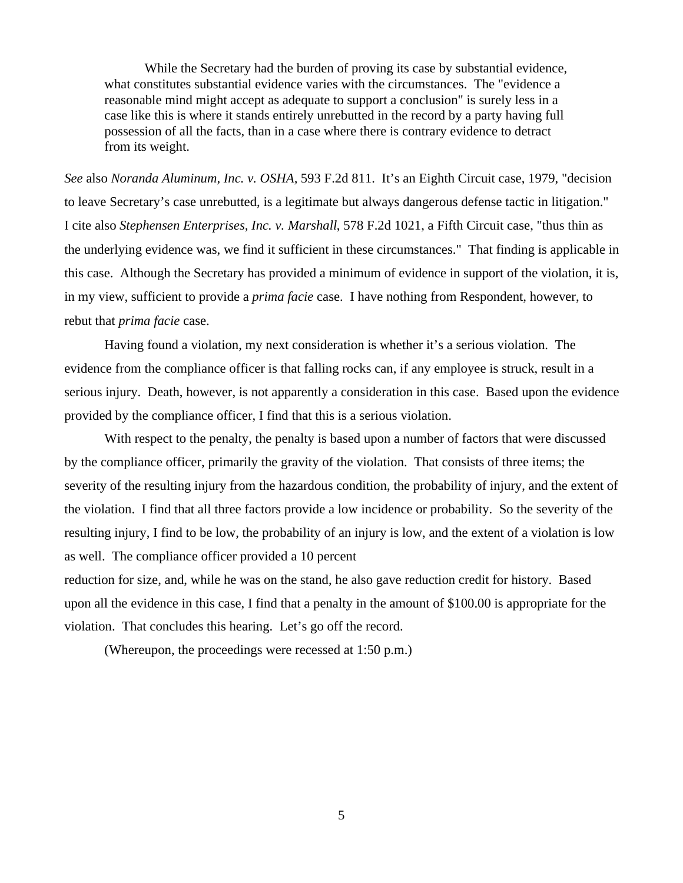> While the Secretary had the burden of proving its case by substantial evidence, what constitutes substantial evidence varies with the circumstances. The "evidence a reasonable mind might accept as adequate to support a conclusion" is surely less in a case like this is where it stands entirely unrebutted in the record by a party having full possession of all the facts, than in a case where there is contrary evidence to detract from its weight.

*See* also *Noranda Aluminum, Inc. v. OSHA*, 593 F.2d 811. It's an Eighth Circuit case, 1979, "decision to leave Secretary's case unrebutted, is a legitimate but always dangerous defense tactic in litigation." I cite also *Stephensen Enterprises, Inc. v. Marshall*, 578 F.2d 1021, a Fifth Circuit case, "thus thin as the underlying evidence was, we find it sufficient in these circumstances." That finding is applicable in this case. Although the Secretary has provided a minimum of evidence in support of the violation, it is, in my view, sufficient to provide a *prima facie* case. I have nothing from Respondent, however, to rebut that *prima facie* case.

Having found a violation, my next consideration is whether it's a serious violation. The evidence from the compliance officer is that falling rocks can, if any employee is struck, result in a serious injury. Death, however, is not apparently a consideration in this case. Based upon the evidence provided by the compliance officer, I find that this is a serious violation.

With respect to the penalty, the penalty is based upon a number of factors that were discussed by the compliance officer, primarily the gravity of the violation. That consists of three items; the severity of the resulting injury from the hazardous condition, the probability of injury, and the extent of the violation. I find that all three factors provide a low incidence or probability. So the severity of the resulting injury, I find to be low, the probability of an injury is low, and the extent of a violation is low as well. The compliance officer provided a 10 percent reduction for size, and, while he was on the stand, he also gave reduction credit for history. Based upon all the evidence in this case, I find that a penalty in the amount of $100.00 is appropriate for the violation. That concludes this hearing. Let's go off the record.

(Whereupon, the proceedings were recessed at 1:50 p.m.)